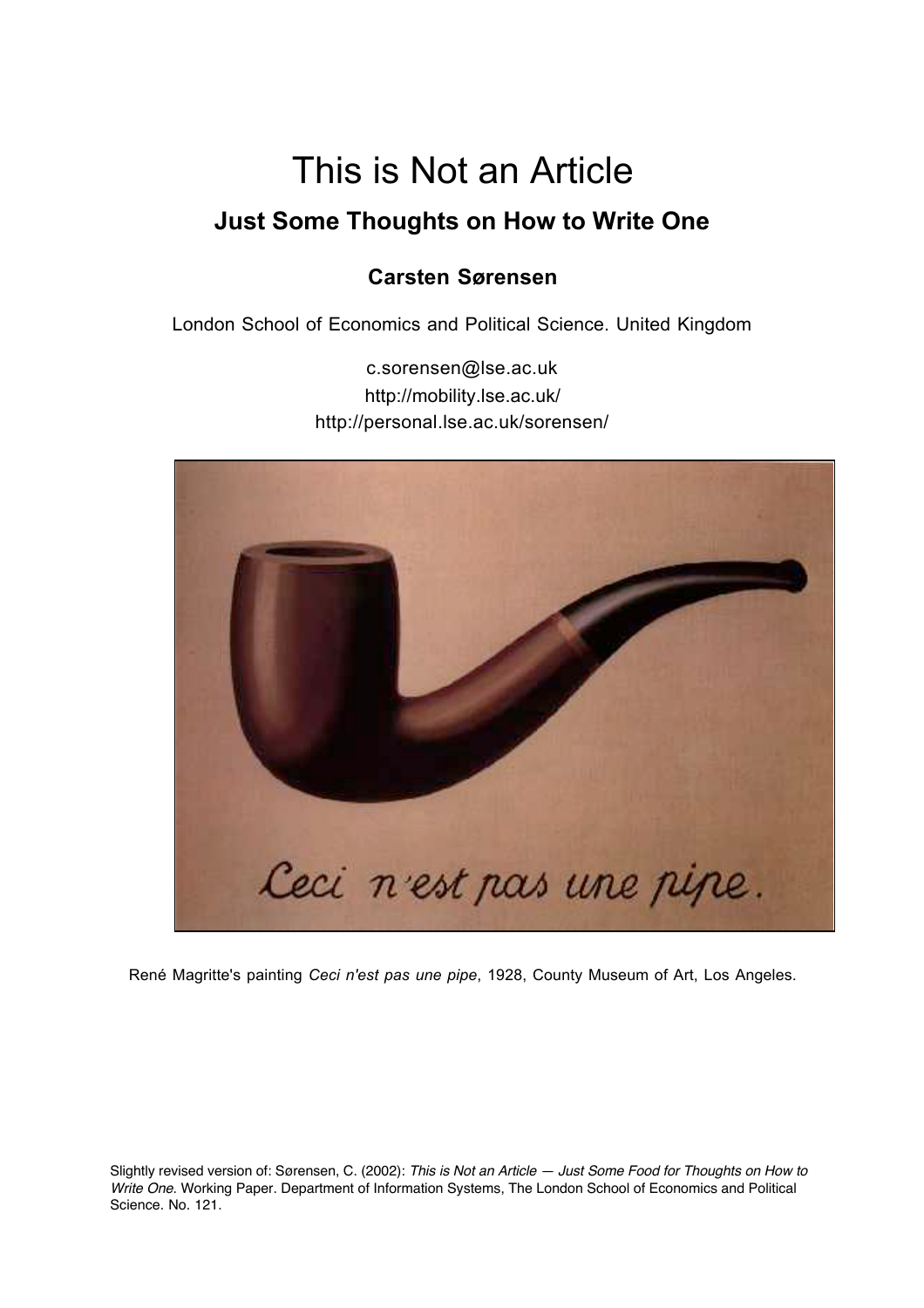# This is Not an Article

## Just Some Thoughts on How to Write One

**Carsten Sørensen**

London School of Economics and Political Science. United Kingdom

c.sorensen@lse.ac.uk
http://mobility.lse.ac.uk/
http://personal.lse.ac.uk/sorensen/

René Magritte's painting *Ceci n'est pas une pipe*, 1928, County Museum of Art, Los Angeles.

Slightly revised version of: Sørensen, C. (2002): *This is Not an Article — Just Some Food for Thoughts on How to Write One*. Working Paper. Department of Information Systems, The London School of Economics and Political Science. No. 121.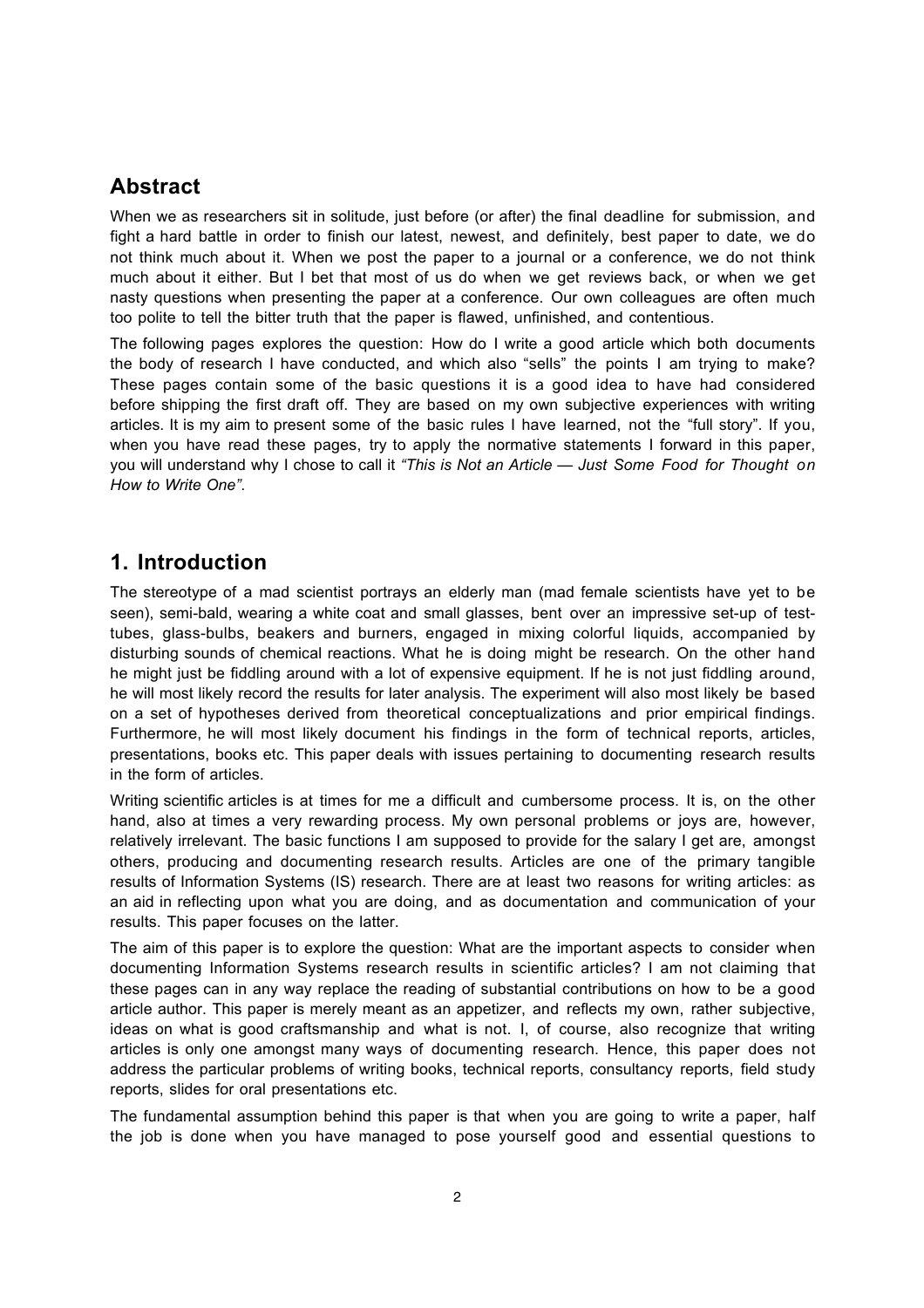## Abstract

When we as researchers sit in solitude, just before (or after) the final deadline for submission, and fight a hard battle in order to finish our latest, newest, and definitely, best paper to date, we do not think much about it. When we post the paper to a journal or a conference, we do not think much about it either. But I bet that most of us do when we get reviews back, or when we get nasty questions when presenting the paper at a conference. Our own colleagues are often much too polite to tell the bitter truth that the paper is flawed, unfinished, and contentious.

The following pages explores the question: How do I write a good article which both documents the body of research I have conducted, and which also "sells" the points I am trying to make? These pages contain some of the basic questions it is a good idea to have had considered before shipping the first draft off. They are based on my own subjective experiences with writing articles. It is my aim to present some of the basic rules I have learned, not the "full story". If you, when you have read these pages, try to apply the normative statements I forward in this paper, you will understand why I chose to call it *"This is Not an Article — Just Some Food for Thought on How to Write One"*.

## 1. Introduction

The stereotype of a mad scientist portrays an elderly man (mad female scientists have yet to be seen), semi-bald, wearing a white coat and small glasses, bent over an impressive set-up of test-tubes, glass-bulbs, beakers and burners, engaged in mixing colorful liquids, accompanied by disturbing sounds of chemical reactions. What he is doing might be research. On the other hand he might just be fiddling around with a lot of expensive equipment. If he is not just fiddling around, he will most likely record the results for later analysis. The experiment will also most likely be based on a set of hypotheses derived from theoretical conceptualizations and prior empirical findings. Furthermore, he will most likely document his findings in the form of technical reports, articles, presentations, books etc. This paper deals with issues pertaining to documenting research results in the form of articles.

Writing scientific articles is at times for me a difficult and cumbersome process. It is, on the other hand, also at times a very rewarding process. My own personal problems or joys are, however, relatively irrelevant. The basic functions I am supposed to provide for the salary I get are, amongst others, producing and documenting research results. Articles are one of the primary tangible results of Information Systems (IS) research. There are at least two reasons for writing articles: as an aid in reflecting upon what you are doing, and as documentation and communication of your results. This paper focuses on the latter.

The aim of this paper is to explore the question: What are the important aspects to consider when documenting Information Systems research results in scientific articles? I am not claiming that these pages can in any way replace the reading of substantial contributions on how to be a good article author. This paper is merely meant as an appetizer, and reflects my own, rather subjective, ideas on what is good craftsmanship and what is not. I, of course, also recognize that writing articles is only one amongst many ways of documenting research. Hence, this paper does not address the particular problems of writing books, technical reports, consultancy reports, field study reports, slides for oral presentations etc.

The fundamental assumption behind this paper is that when you are going to write a paper, half the job is done when you have managed to pose yourself good and essential questions to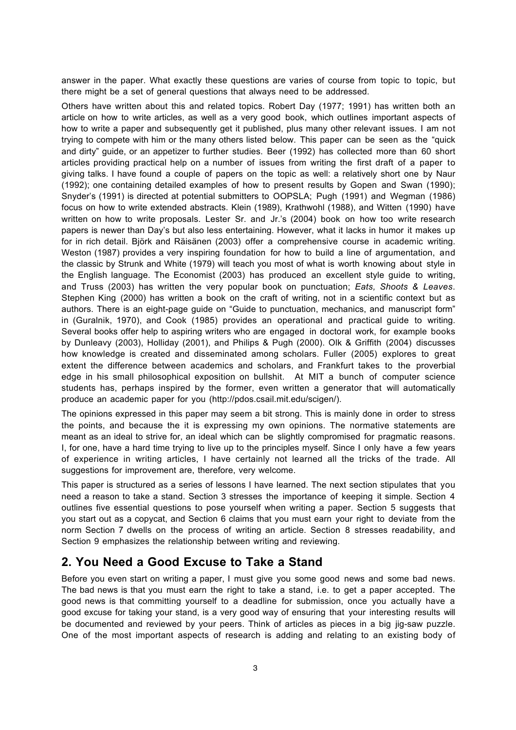answer in the paper. What exactly these questions are varies of course from topic to topic, but there might be a set of general questions that always need to be addressed.

Others have written about this and related topics. Robert Day (1977; 1991) has written both an article on how to write articles, as well as a very good book, which outlines important aspects of how to write a paper and subsequently get it published, plus many other relevant issues. I am not trying to compete with him or the many others listed below. This paper can be seen as the "quick and dirty" guide, or an appetizer to further studies. Beer (1992) has collected more than 60 short articles providing practical help on a number of issues from writing the first draft of a paper to giving talks. I have found a couple of papers on the topic as well: a relatively short one by Naur (1992); one containing detailed examples of how to present results by Gopen and Swan (1990); Snyder's (1991) is directed at potential submitters to OOPSLA; Pugh (1991) and Wegman (1986) focus on how to write extended abstracts. Klein (1989), Krathwohl (1988), and Witten (1990) have written on how to write proposals. Lester Sr. and Jr.'s (2004) book on how too write research papers is newer than Day's but also less entertaining. However, what it lacks in humor it makes up for in rich detail. Björk and Räisänen (2003) offer a comprehensive course in academic writing. Weston (1987) provides a very inspiring foundation for how to build a line of argumentation, and the classic by Strunk and White (1979) will teach you most of what is worth knowing about style in the English language. The Economist (2003) has produced an excellent style guide to writing, and Truss (2003) has written the very popular book on punctuation; *Eats, Shoots & Leaves*. Stephen King (2000) has written a book on the craft of writing, not in a scientific context but as authors. There is an eight-page guide on "Guide to punctuation, mechanics, and manuscript form" in (Guralnik, 1970), and Cook (1985) provides an operational and practical guide to writing. Several books offer help to aspiring writers who are engaged in doctoral work, for example books by Dunleavy (2003), Holliday (2001), and Philips & Pugh (2000). Olk & Griffith (2004) discusses how knowledge is created and disseminated among scholars. Fuller (2005) explores to great extent the difference between academics and scholars, and Frankfurt takes to the proverbial edge in his small philosophical exposition on bullshit. At MIT a bunch of computer science students has, perhaps inspired by the former, even written a generator that will automatically produce an academic paper for you (http://pdos.csail.mit.edu/scigen/).

The opinions expressed in this paper may seem a bit strong. This is mainly done in order to stress the points, and because the it is expressing my own opinions. The normative statements are meant as an ideal to strive for, an ideal which can be slightly compromised for pragmatic reasons. I, for one, have a hard time trying to live up to the principles myself. Since I only have a few years of experience in writing articles, I have certainly not learned all the tricks of the trade. All suggestions for improvement are, therefore, very welcome.

This paper is structured as a series of lessons I have learned. The next section stipulates that you need a reason to take a stand. Section 3 stresses the importance of keeping it simple. Section 4 outlines five essential questions to pose yourself when writing a paper. Section 5 suggests that you start out as a copycat, and Section 6 claims that you must earn your right to deviate from the norm Section 7 dwells on the process of writing an article. Section 8 stresses readability, and Section 9 emphasizes the relationship between writing and reviewing.

## 2. You Need a Good Excuse to Take a Stand

Before you even start on writing a paper, I must give you some good news and some bad news. The bad news is that you must earn the right to take a stand, i.e. to get a paper accepted. The good news is that committing yourself to a deadline for submission, once you actually have a good excuse for taking your stand, is a very good way of ensuring that your interesting results will be documented and reviewed by your peers. Think of articles as pieces in a big jig-saw puzzle. One of the most important aspects of research is adding and relating to an existing body of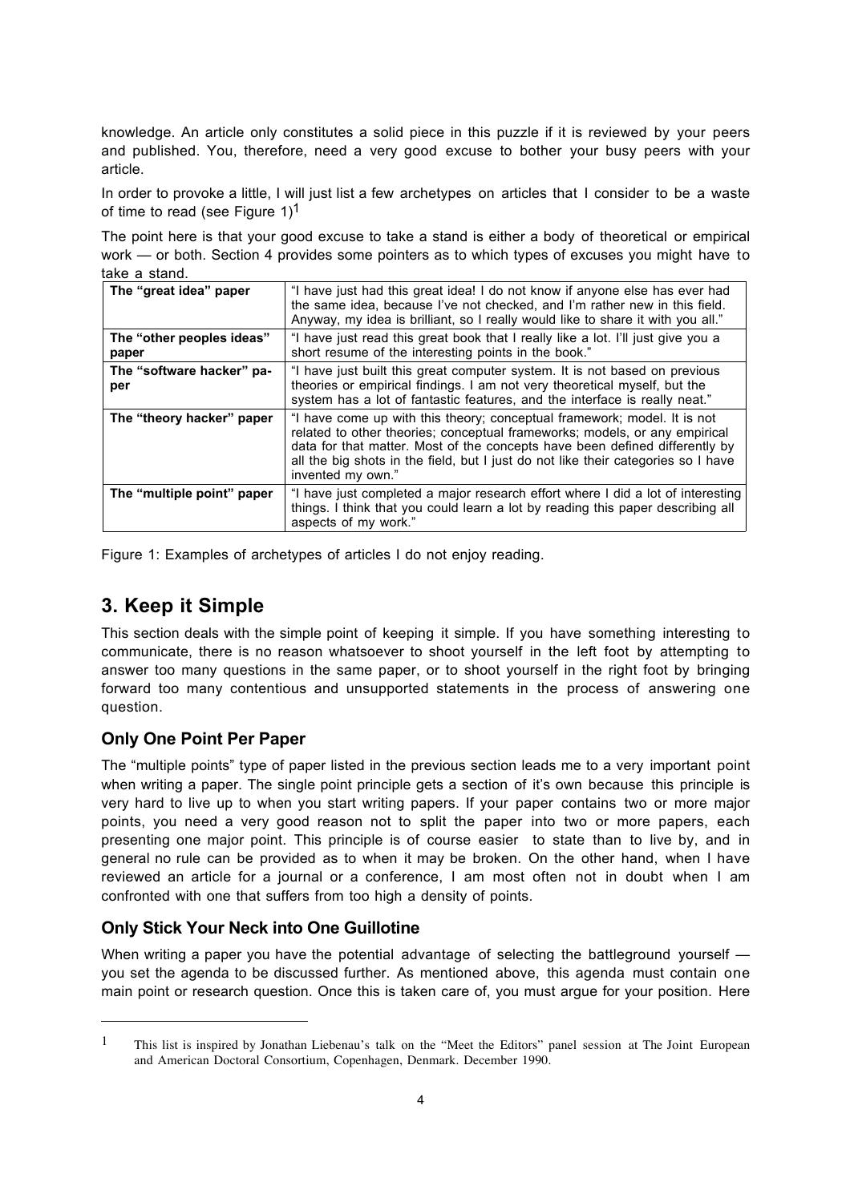knowledge. An article only constitutes a solid piece in this puzzle if it is reviewed by your peers and published. You, therefore, need a very good excuse to bother your busy peers with your article.

In order to provoke a little, I will just list a few archetypes on articles that I consider to be a waste of time to read (see Figure 1)[1]

The point here is that your good excuse to take a stand is either a body of theoretical or empirical work — or both. Section 4 provides some pointers as to which types of excuses you might have to take a stand.

| | |
|---|---|
| **The "great idea" paper** | "I have just had this great idea! I do not know if anyone else has ever had the same idea, because I've not checked, and I'm rather new in this field. Anyway, my idea is brilliant, so I really would like to share it with you all." |
| **The "other peoples ideas" paper** | "I have just read this great book that I really like a lot. I'll just give you a short resume of the interesting points in the book." |
| **The "software hacker" paper** | "I have just built this great computer system. It is not based on previous theories or empirical findings. I am not very theoretical myself, but the system has a lot of fantastic features, and the interface is really neat." |
| **The "theory hacker" paper** | "I have come up with this theory; conceptual framework; model. It is not related to other theories; conceptual frameworks; models, or any empirical data for that matter. Most of the concepts have been defined differently by all the big shots in the field, but I just do not like their categories so I have invented my own." |
| **The "multiple point" paper** | "I have just completed a major research effort where I did a lot of interesting things. I think that you could learn a lot by reading this paper describing all aspects of my work." |

Figure 1: Examples of archetypes of articles I do not enjoy reading.

## 3. Keep it Simple

This section deals with the simple point of keeping it simple. If you have something interesting to communicate, there is no reason whatsoever to shoot yourself in the left foot by attempting to answer too many questions in the same paper, or to shoot yourself in the right foot by bringing forward too many contentious and unsupported statements in the process of answering one question.

### Only One Point Per Paper

The "multiple points" type of paper listed in the previous section leads me to a very important point when writing a paper. The single point principle gets a section of it's own because this principle is very hard to live up to when you start writing papers. If your paper contains two or more major points, you need a very good reason not to split the paper into two or more papers, each presenting one major point. This principle is of course easier to state than to live by, and in general no rule can be provided as to when it may be broken. On the other hand, when I have reviewed an article for a journal or a conference, I am most often not in doubt when I am confronted with one that suffers from too high a density of points.

### Only Stick Your Neck into One Guillotine

When writing a paper you have the potential advantage of selecting the battleground yourself — you set the agenda to be discussed further. As mentioned above, this agenda must contain one main point or research question. Once this is taken care of, you must argue for your position. Here

[1] This list is inspired by Jonathan Liebenau's talk on the "Meet the Editors" panel session at The Joint European and American Doctoral Consortium, Copenhagen, Denmark. December 1990.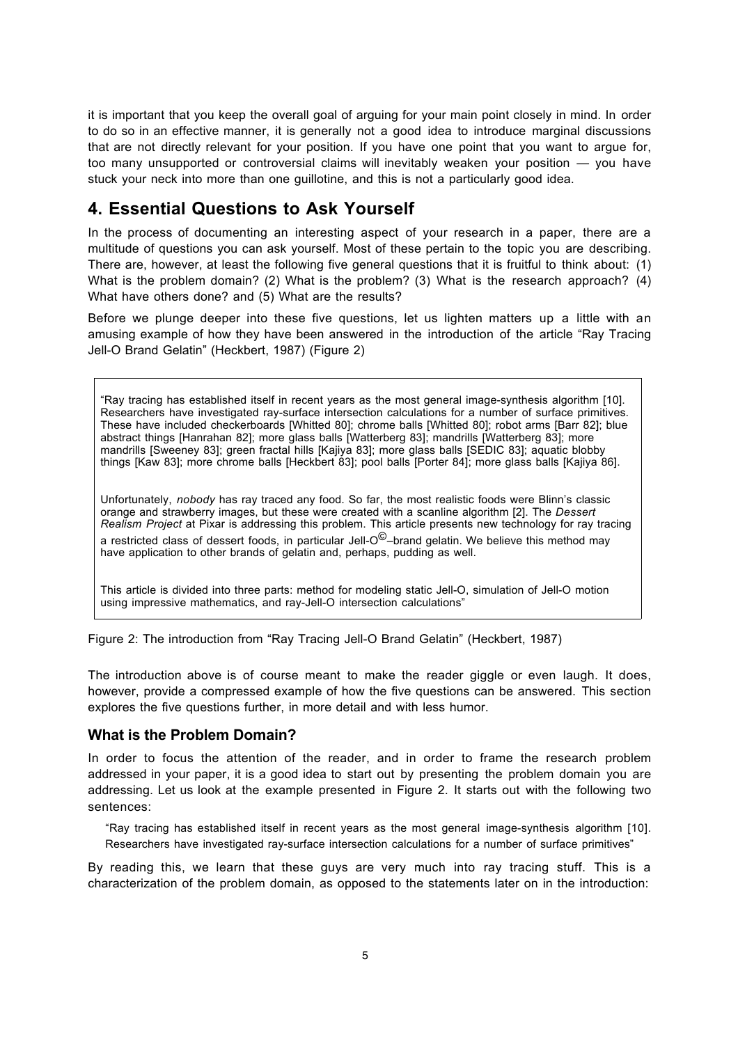it is important that you keep the overall goal of arguing for your main point closely in mind. In order to do so in an effective manner, it is generally not a good idea to introduce marginal discussions that are not directly relevant for your position. If you have one point that you want to argue for, too many unsupported or controversial claims will inevitably weaken your position — you have stuck your neck into more than one guillotine, and this is not a particularly good idea.

## 4. Essential Questions to Ask Yourself

In the process of documenting an interesting aspect of your research in a paper, there are a multitude of questions you can ask yourself. Most of these pertain to the topic you are describing. There are, however, at least the following five general questions that it is fruitful to think about: (1) What is the problem domain? (2) What is the problem? (3) What is the research approach? (4) What have others done? and (5) What are the results?

Before we plunge deeper into these five questions, let us lighten matters up a little with an amusing example of how they have been answered in the introduction of the article "Ray Tracing Jell-O Brand Gelatin" (Heckbert, 1987) (Figure 2)

> "Ray tracing has established itself in recent years as the most general image-synthesis algorithm [10]. Researchers have investigated ray-surface intersection calculations for a number of surface primitives. These have included checkerboards [Whitted 80]; chrome balls [Whitted 80]; robot arms [Barr 82]; blue abstract things [Hanrahan 82]; more glass balls [Watterberg 83]; mandrills [Watterberg 83]; more mandrills [Sweeney 83]; green fractal hills [Kajiya 83]; more glass balls [SEDIC 83]; aquatic blobby things [Kaw 83]; more chrome balls [Heckbert 83]; pool balls [Porter 84]; more glass balls [Kajiya 86].
>
> Unfortunately, *nobody* has ray traced any food. So far, the most realistic foods were Blinn's classic orange and strawberry images, but these were created with a scanline algorithm [2]. The *Dessert Realism Project* at Pixar is addressing this problem. This article presents new technology for ray tracing a restricted class of dessert foods, in particular Jell-O©–brand gelatin. We believe this method may have application to other brands of gelatin and, perhaps, pudding as well.
>
> This article is divided into three parts: method for modeling static Jell-O, simulation of Jell-O motion using impressive mathematics, and ray-Jell-O intersection calculations"

Figure 2: The introduction from "Ray Tracing Jell-O Brand Gelatin" (Heckbert, 1987)

The introduction above is of course meant to make the reader giggle or even laugh. It does, however, provide a compressed example of how the five questions can be answered. This section explores the five questions further, in more detail and with less humor.

### What is the Problem Domain?

In order to focus the attention of the reader, and in order to frame the research problem addressed in your paper, it is a good idea to start out by presenting the problem domain you are addressing. Let us look at the example presented in Figure 2. It starts out with the following two sentences:

> "Ray tracing has established itself in recent years as the most general image-synthesis algorithm [10]. Researchers have investigated ray-surface intersection calculations for a number of surface primitives"

By reading this, we learn that these guys are very much into ray tracing stuff. This is a characterization of the problem domain, as opposed to the statements later on in the introduction: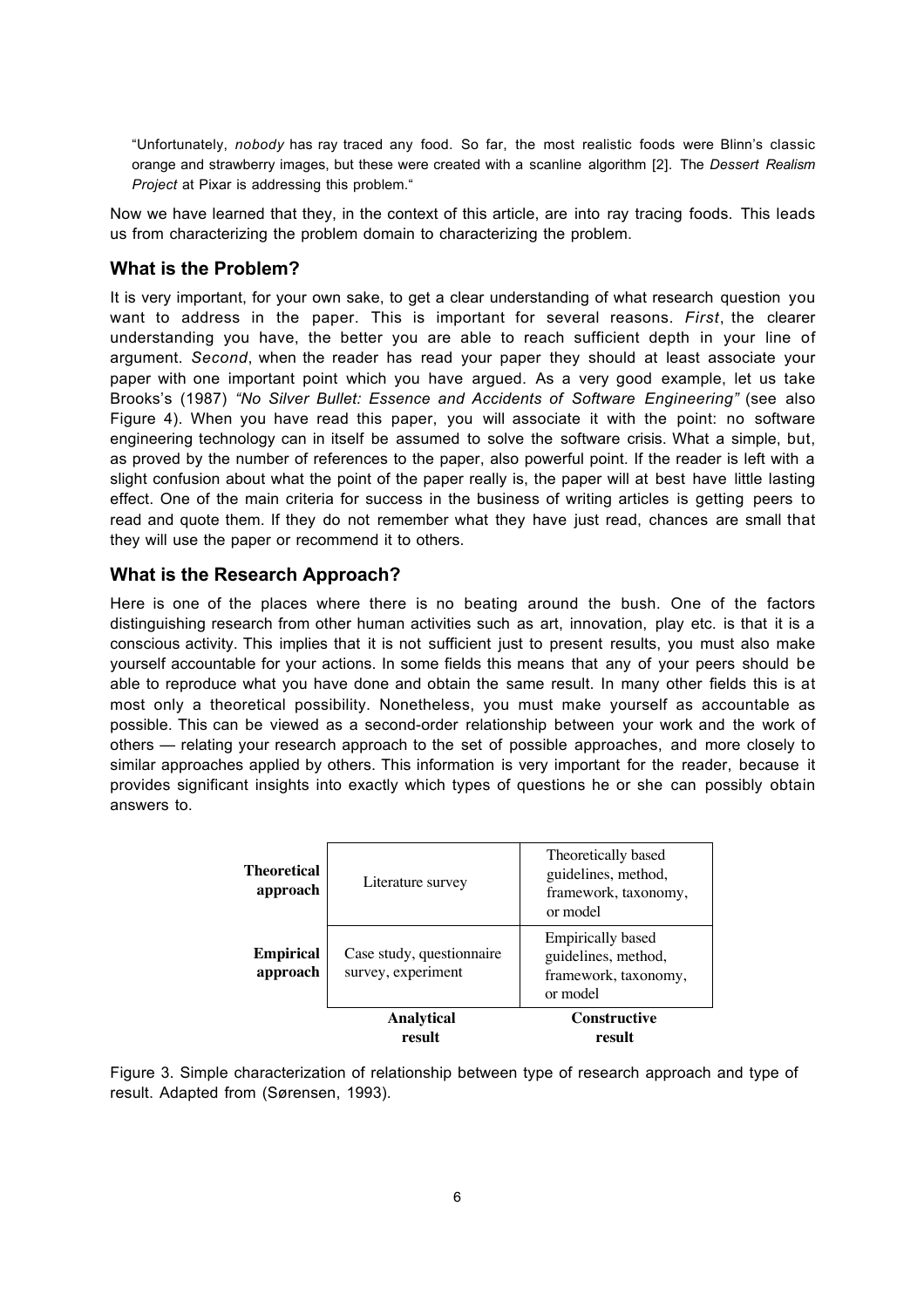> "Unfortunately, *nobody* has ray traced any food. So far, the most realistic foods were Blinn's classic orange and strawberry images, but these were created with a scanline algorithm [2]. The *Dessert Realism Project* at Pixar is addressing this problem."

Now we have learned that they, in the context of this article, are into ray tracing foods. This leads us from characterizing the problem domain to characterizing the problem.

## What is the Problem?

It is very important, for your own sake, to get a clear understanding of what research question you want to address in the paper. This is important for several reasons. *First*, the clearer understanding you have, the better you are able to reach sufficient depth in your line of argument. *Second*, when the reader has read your paper they should at least associate your paper with one important point which you have argued. As a very good example, let us take Brooks's (1987) *"No Silver Bullet: Essence and Accidents of Software Engineering"* (see also Figure 4). When you have read this paper, you will associate it with the point: no software engineering technology can in itself be assumed to solve the software crisis. What a simple, but, as proved by the number of references to the paper, also powerful point. If the reader is left with a slight confusion about what the point of the paper really is, the paper will at best have little lasting effect. One of the main criteria for success in the business of writing articles is getting peers to read and quote them. If they do not remember what they have just read, chances are small that they will use the paper or recommend it to others.

## What is the Research Approach?

Here is one of the places where there is no beating around the bush. One of the factors distinguishing research from other human activities such as art, innovation, play etc. is that it is a conscious activity. This implies that it is not sufficient just to present results, you must also make yourself accountable for your actions. In some fields this means that any of your peers should be able to reproduce what you have done and obtain the same result. In many other fields this is at most only a theoretical possibility. Nonetheless, you must make yourself as accountable as possible. This can be viewed as a second-order relationship between your work and the work of others — relating your research approach to the set of possible approaches, and more closely to similar approaches applied by others. This information is very important for the reader, because it provides significant insights into exactly which types of questions he or she can possibly obtain answers to.

| | **Analytical result** | **Constructive result** |
|---|---|---|
| **Theoretical approach** | Literature survey | Theoretically based guidelines, method, framework, taxonomy, or model |
| **Empirical approach** | Case study, questionnaire survey, experiment | Empirically based guidelines, method, framework, taxonomy, or model |

Figure 3. Simple characterization of relationship between type of research approach and type of result. Adapted from (Sørensen, 1993).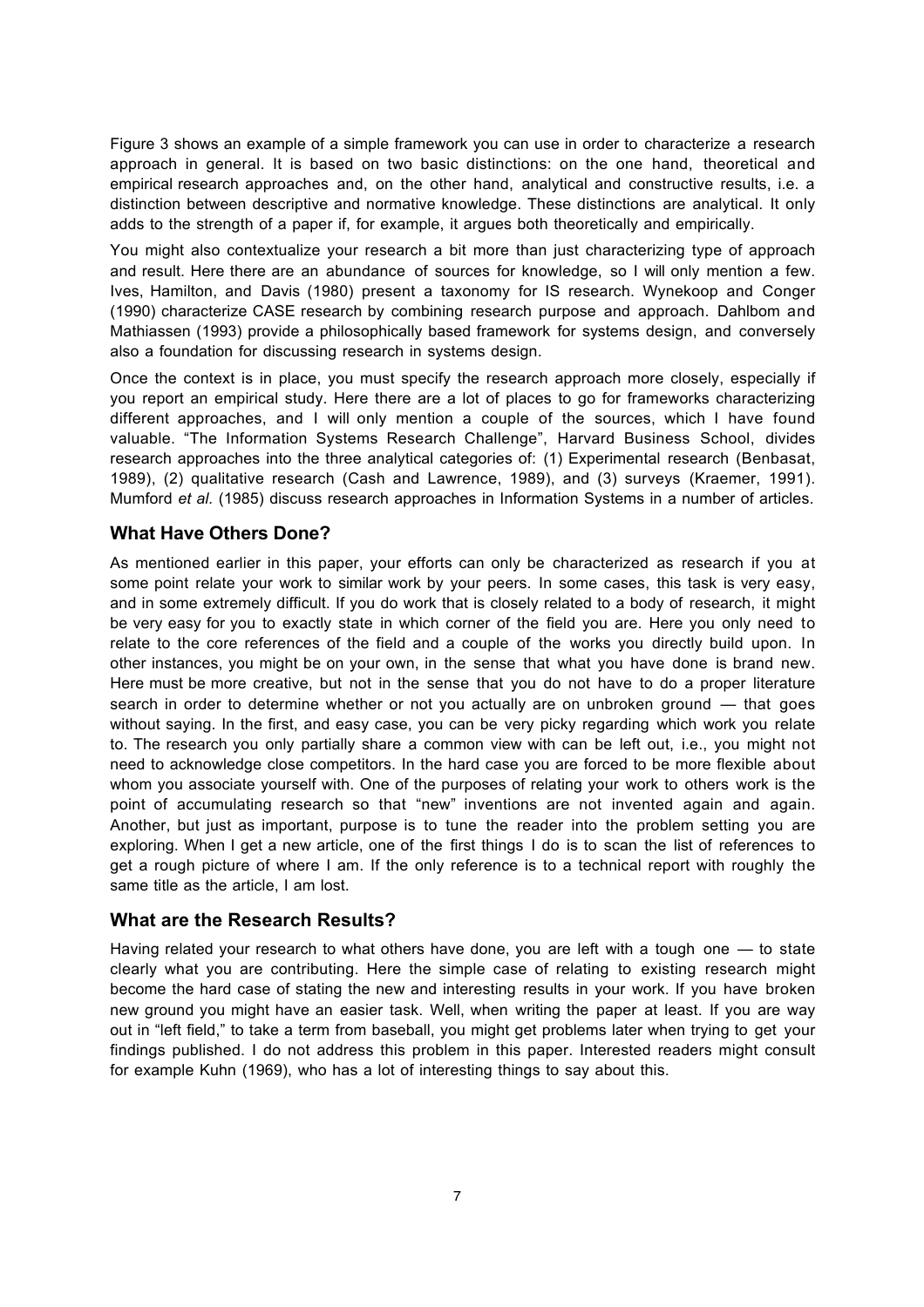Figure 3 shows an example of a simple framework you can use in order to characterize a research approach in general. It is based on two basic distinctions: on the one hand, theoretical and empirical research approaches and, on the other hand, analytical and constructive results, i.e. a distinction between descriptive and normative knowledge. These distinctions are analytical. It only adds to the strength of a paper if, for example, it argues both theoretically and empirically.

You might also contextualize your research a bit more than just characterizing type of approach and result. Here there are an abundance of sources for knowledge, so I will only mention a few. Ives, Hamilton, and Davis (1980) present a taxonomy for IS research. Wynekoop and Conger (1990) characterize CASE research by combining research purpose and approach. Dahlbom and Mathiassen (1993) provide a philosophically based framework for systems design, and conversely also a foundation for discussing research in systems design.

Once the context is in place, you must specify the research approach more closely, especially if you report an empirical study. Here there are a lot of places to go for frameworks characterizing different approaches, and I will only mention a couple of the sources, which I have found valuable. "The Information Systems Research Challenge", Harvard Business School, divides research approaches into the three analytical categories of: (1) Experimental research (Benbasat, 1989), (2) qualitative research (Cash and Lawrence, 1989), and (3) surveys (Kraemer, 1991). Mumford *et al.* (1985) discuss research approaches in Information Systems in a number of articles.

## What Have Others Done?

As mentioned earlier in this paper, your efforts can only be characterized as research if you at some point relate your work to similar work by your peers. In some cases, this task is very easy, and in some extremely difficult. If you do work that is closely related to a body of research, it might be very easy for you to exactly state in which corner of the field you are. Here you only need to relate to the core references of the field and a couple of the works you directly build upon. In other instances, you might be on your own, in the sense that what you have done is brand new. Here must be more creative, but not in the sense that you do not have to do a proper literature search in order to determine whether or not you actually are on unbroken ground — that goes without saying. In the first, and easy case, you can be very picky regarding which work you relate to. The research you only partially share a common view with can be left out, i.e., you might not need to acknowledge close competitors. In the hard case you are forced to be more flexible about whom you associate yourself with. One of the purposes of relating your work to others work is the point of accumulating research so that "new" inventions are not invented again and again. Another, but just as important, purpose is to tune the reader into the problem setting you are exploring. When I get a new article, one of the first things I do is to scan the list of references to get a rough picture of where I am. If the only reference is to a technical report with roughly the same title as the article, I am lost.

## What are the Research Results?

Having related your research to what others have done, you are left with a tough one — to state clearly what you are contributing. Here the simple case of relating to existing research might become the hard case of stating the new and interesting results in your work. If you have broken new ground you might have an easier task. Well, when writing the paper at least. If you are way out in "left field," to take a term from baseball, you might get problems later when trying to get your findings published. I do not address this problem in this paper. Interested readers might consult for example Kuhn (1969), who has a lot of interesting things to say about this.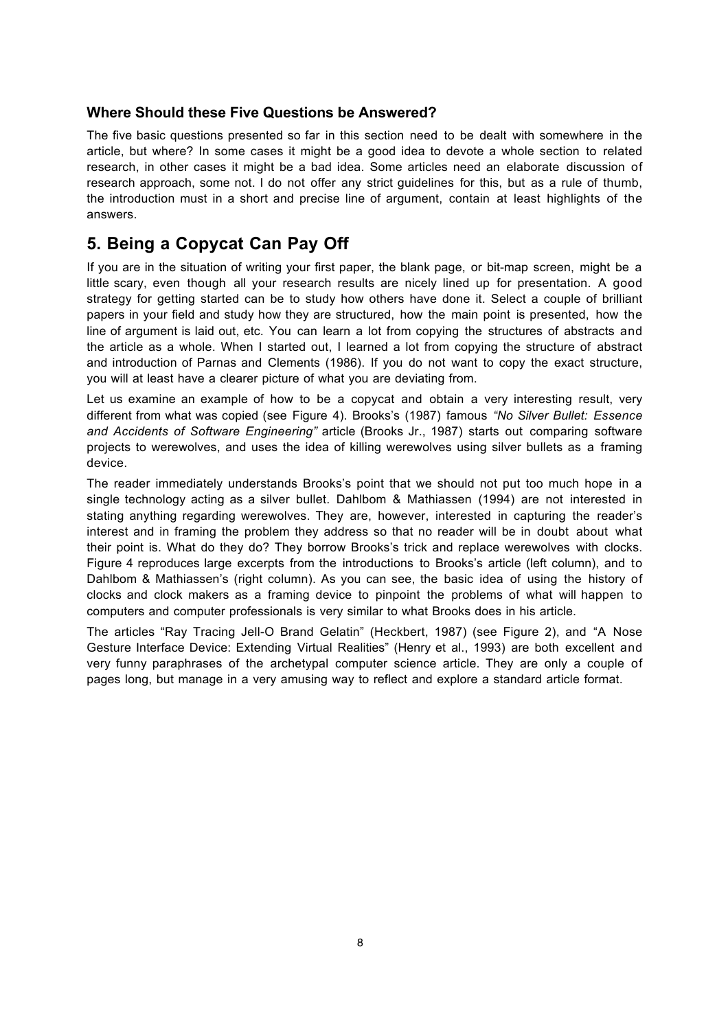### Where Should these Five Questions be Answered?

The five basic questions presented so far in this section need to be dealt with somewhere in the article, but where? In some cases it might be a good idea to devote a whole section to related research, in other cases it might be a bad idea. Some articles need an elaborate discussion of research approach, some not. I do not offer any strict guidelines for this, but as a rule of thumb, the introduction must in a short and precise line of argument, contain at least highlights of the answers.

## 5. Being a Copycat Can Pay Off

If you are in the situation of writing your first paper, the blank page, or bit-map screen, might be a little scary, even though all your research results are nicely lined up for presentation. A good strategy for getting started can be to study how others have done it. Select a couple of brilliant papers in your field and study how they are structured, how the main point is presented, how the line of argument is laid out, etc. You can learn a lot from copying the structures of abstracts and the article as a whole. When I started out, I learned a lot from copying the structure of abstract and introduction of Parnas and Clements (1986). If you do not want to copy the exact structure, you will at least have a clearer picture of what you are deviating from.

Let us examine an example of how to be a copycat and obtain a very interesting result, very different from what was copied (see Figure 4). Brooks's (1987) famous *"No Silver Bullet: Essence and Accidents of Software Engineering"* article (Brooks Jr., 1987) starts out comparing software projects to werewolves, and uses the idea of killing werewolves using silver bullets as a framing device.

The reader immediately understands Brooks's point that we should not put too much hope in a single technology acting as a silver bullet. Dahlbom & Mathiassen (1994) are not interested in stating anything regarding werewolves. They are, however, interested in capturing the reader's interest and in framing the problem they address so that no reader will be in doubt about what their point is. What do they do? They borrow Brooks's trick and replace werewolves with clocks. Figure 4 reproduces large excerpts from the introductions to Brooks's article (left column), and to Dahlbom & Mathiassen's (right column). As you can see, the basic idea of using the history of clocks and clock makers as a framing device to pinpoint the problems of what will happen to computers and computer professionals is very similar to what Brooks does in his article.

The articles "Ray Tracing Jell-O Brand Gelatin" (Heckbert, 1987) (see Figure 2), and "A Nose Gesture Interface Device: Extending Virtual Realities" (Henry et al., 1993) are both excellent and very funny paraphrases of the archetypal computer science article. They are only a couple of pages long, but manage in a very amusing way to reflect and explore a standard article format.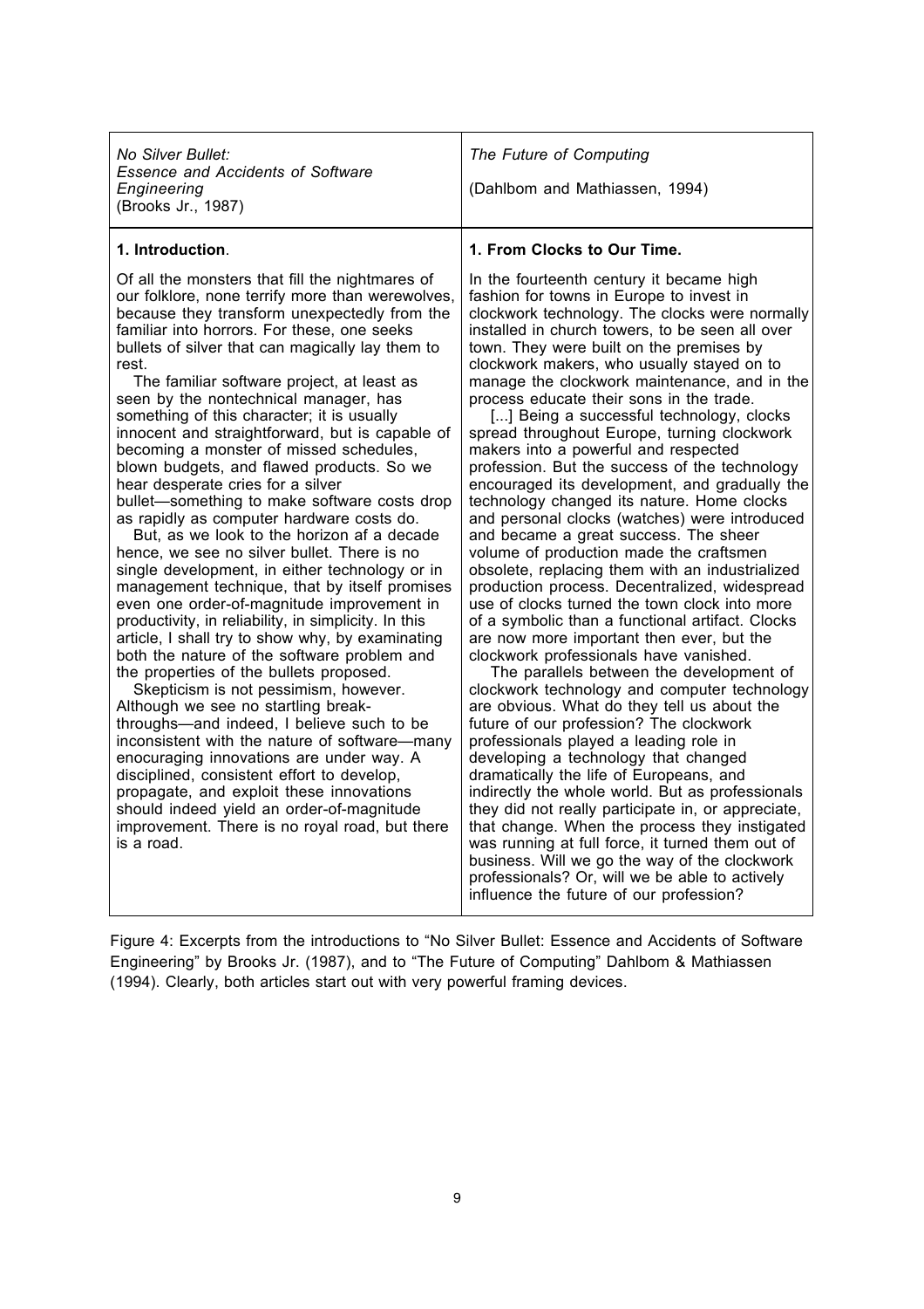| *No Silver Bullet: Essence and Accidents of Software Engineering* (Brooks Jr., 1987) | *The Future of Computing* (Dahlbom and Mathiassen, 1994) |
|---|---|
| **1. Introduction**. | **1. From Clocks to Our Time.** |
| Of all the monsters that fill the nightmares of our folklore, none terrify more than werewolves, because they transform unexpectedly from the familiar into horrors. For these, one seeks bullets of silver that can magically lay them to rest. <br> The familiar software project, at least as seen by the nontechnical manager, has something of this character; it is usually innocent and straightforward, but is capable of becoming a monster of missed schedules, blown budgets, and flawed products. So we hear desperate cries for a silver bullet—something to make software costs drop as rapidly as computer hardware costs do. <br> But, as we look to the horizon af a decade hence, we see no silver bullet. There is no single development, in either technology or in management technique, that by itself promises even one order-of-magnitude improvement in productivity, in reliability, in simplicity. In this article, I shall try to show why, by examining both the nature of the software problem and the properties of the bullets proposed. <br> Skepticism is not pessimism, however. Although we see no startling break-throughs—and indeed, I believe such to be inconsistent with the nature of software—many enocuraging innovations are under way. A disciplined, consistent effort to develop, propagate, and exploit these innovations should indeed yield an order-of-magnitude improvement. There is no royal road, but there is a road. | In the fourteenth century it became high fashion for towns in Europe to invest in clockwork technology. The clocks were normally installed in church towers, to be seen all over town. They were built on the premises by clockwork makers, who usually stayed on to manage the clockwork maintenance, and in the process educate their sons in the trade. <br> [...] Being a successful technology, clocks spread throughout Europe, turning clockwork makers into a powerful and respected profession. But the success of the technology encouraged its development, and gradually the technology changed its nature. Home clocks and personal clocks (watches) were introduced and became a great success. The sheer volume of production made the craftsmen obsolete, replacing them with an industrialized production process. Decentralized, widespread use of clocks turned the town clock into more of a symbolic than a functional artifact. Clocks are now more important then ever, but the clockwork professionals have vanished. <br> The parallels between the development of clockwork technology and computer technology are obvious. What do they tell us about the future of our profession? The clockwork professionals played a leading role in developing a technology that changed dramatically the life of Europeans, and indirectly the whole world. But as professionals they did not really participate in, or appreciate, that change. When the process they instigated was running at full force, it turned them out of business. Will we go the way of the clockwork professionals? Or, will we be able to actively influence the future of our profession? |

Figure 4: Excerpts from the introductions to "No Silver Bullet: Essence and Accidents of Software Engineering" by Brooks Jr. (1987), and to "The Future of Computing" Dahlbom & Mathiassen (1994). Clearly, both articles start out with very powerful framing devices.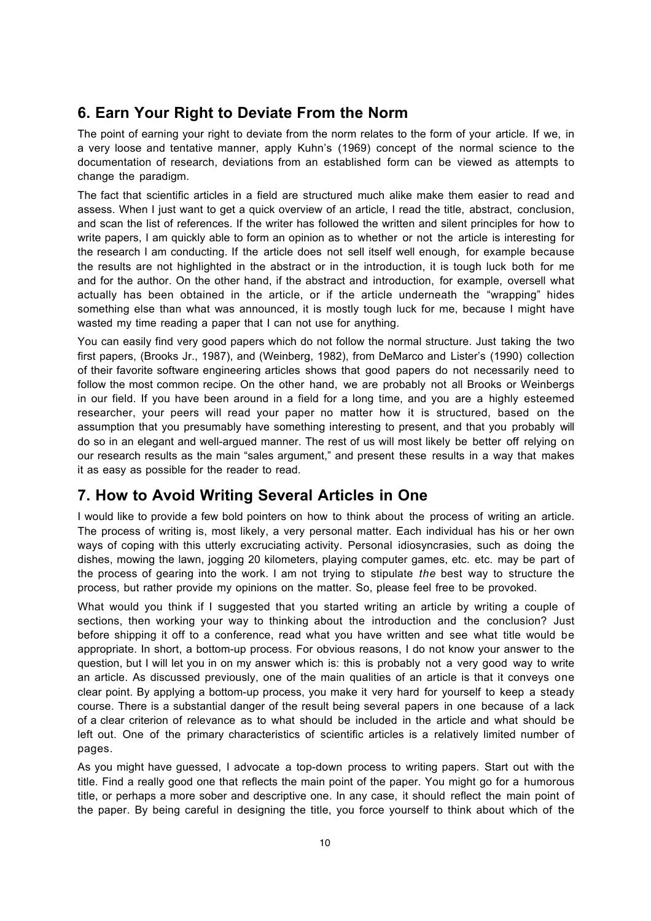## 6. Earn Your Right to Deviate From the Norm

The point of earning your right to deviate from the norm relates to the form of your article. If we, in a very loose and tentative manner, apply Kuhn's (1969) concept of the normal science to the documentation of research, deviations from an established form can be viewed as attempts to change the paradigm.

The fact that scientific articles in a field are structured much alike make them easier to read and assess. When I just want to get a quick overview of an article, I read the title, abstract, conclusion, and scan the list of references. If the writer has followed the written and silent principles for how to write papers, I am quickly able to form an opinion as to whether or not the article is interesting for the research I am conducting. If the article does not sell itself well enough, for example because the results are not highlighted in the abstract or in the introduction, it is tough luck both for me and for the author. On the other hand, if the abstract and introduction, for example, oversell what actually has been obtained in the article, or if the article underneath the "wrapping" hides something else than what was announced, it is mostly tough luck for me, because I might have wasted my time reading a paper that I can not use for anything.

You can easily find very good papers which do not follow the normal structure. Just taking the two first papers, (Brooks Jr., 1987), and (Weinberg, 1982), from DeMarco and Lister's (1990) collection of their favorite software engineering articles shows that good papers do not necessarily need to follow the most common recipe. On the other hand, we are probably not all Brooks or Weinbergs in our field. If you have been around in a field for a long time, and you are a highly esteemed researcher, your peers will read your paper no matter how it is structured, based on the assumption that you presumably have something interesting to present, and that you probably will do so in an elegant and well-argued manner. The rest of us will most likely be better off relying on our research results as the main "sales argument," and present these results in a way that makes it as easy as possible for the reader to read.

## 7. How to Avoid Writing Several Articles in One

I would like to provide a few bold pointers on how to think about the process of writing an article. The process of writing is, most likely, a very personal matter. Each individual has his or her own ways of coping with this utterly excruciating activity. Personal idiosyncrasies, such as doing the dishes, mowing the lawn, jogging 20 kilometers, playing computer games, etc. etc. may be part of the process of gearing into the work. I am not trying to stipulate *the* best way to structure the process, but rather provide my opinions on the matter. So, please feel free to be provoked.

What would you think if I suggested that you started writing an article by writing a couple of sections, then working your way to thinking about the introduction and the conclusion? Just before shipping it off to a conference, read what you have written and see what title would be appropriate. In short, a bottom-up process. For obvious reasons, I do not know your answer to the question, but I will let you in on my answer which is: this is probably not a very good way to write an article. As discussed previously, one of the main qualities of an article is that it conveys one clear point. By applying a bottom-up process, you make it very hard for yourself to keep a steady course. There is a substantial danger of the result being several papers in one because of a lack of a clear criterion of relevance as to what should be included in the article and what should be left out. One of the primary characteristics of scientific articles is a relatively limited number of pages.

As you might have guessed, I advocate a top-down process to writing papers. Start out with the title. Find a really good one that reflects the main point of the paper. You might go for a humorous title, or perhaps a more sober and descriptive one. In any case, it should reflect the main point of the paper. By being careful in designing the title, you force yourself to think about which of the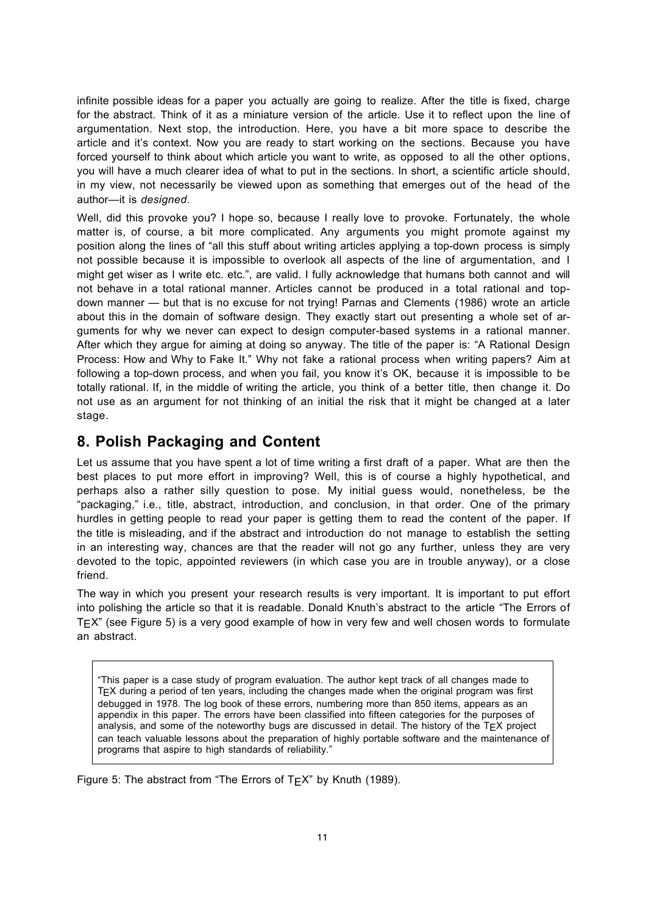infinite possible ideas for a paper you actually are going to realize. After the title is fixed, charge for the abstract. Think of it as a miniature version of the article. Use it to reflect upon the line of argumentation. Next stop, the introduction. Here, you have a bit more space to describe the article and it's context. Now you are ready to start working on the sections. Because you have forced yourself to think about which article you want to write, as opposed to all the other options, you will have a much clearer idea of what to put in the sections. In short, a scientific article should, in my view, not necessarily be viewed upon as something that emerges out of the head of the author—it is *designed*.

Well, did this provoke you? I hope so, because I really love to provoke. Fortunately, the whole matter is, of course, a bit more complicated. Any arguments you might promote against my position along the lines of "all this stuff about writing articles applying a top-down process is simply not possible because it is impossible to overlook all aspects of the line of argumentation, and I might get wiser as I write etc. etc.", are valid. I fully acknowledge that humans both cannot and will not behave in a total rational manner. Articles cannot be produced in a total rational and top-down manner — but that is no excuse for not trying! Parnas and Clements (1986) wrote an article about this in the domain of software design. They exactly start out presenting a whole set of arguments for why we never can expect to design computer-based systems in a rational manner. After which they argue for aiming at doing so anyway. The title of the paper is: "A Rational Design Process: How and Why to Fake It." Why not fake a rational process when writing papers? Aim at following a top-down process, and when you fail, you know it's OK, because it is impossible to be totally rational. If, in the middle of writing the article, you think of a better title, then change it. Do not use as an argument for not thinking of an initial the risk that it might be changed at a later stage.

## 8. Polish Packaging and Content

Let us assume that you have spent a lot of time writing a first draft of a paper. What are then the best places to put more effort in improving? Well, this is of course a highly hypothetical, and perhaps also a rather silly question to pose. My initial guess would, nonetheless, be the "packaging," i.e., title, abstract, introduction, and conclusion, in that order. One of the primary hurdles in getting people to read your paper is getting them to read the content of the paper. If the title is misleading, and if the abstract and introduction do not manage to establish the setting in an interesting way, chances are that the reader will not go any further, unless they are very devoted to the topic, appointed reviewers (in which case you are in trouble anyway), or a close friend.

The way in which you present your research results is very important. It is important to put effort into polishing the article so that it is readable. Donald Knuth's abstract to the article "The Errors of TEX" (see Figure 5) is a very good example of how in very few and well chosen words to formulate an abstract.

> "This paper is a case study of program evaluation. The author kept track of all changes made to TEX during a period of ten years, including the changes made when the original program was first debugged in 1978. The log book of these errors, numbering more than 850 items, appears as an appendix in this paper. The errors have been classified into fifteen categories for the purposes of analysis, and some of the noteworthy bugs are discussed in detail. The history of the TEX project can teach valuable lessons about the preparation of highly portable software and the maintenance of programs that aspire to high standards of reliability."

Figure 5: The abstract from "The Errors of TEX" by Knuth (1989).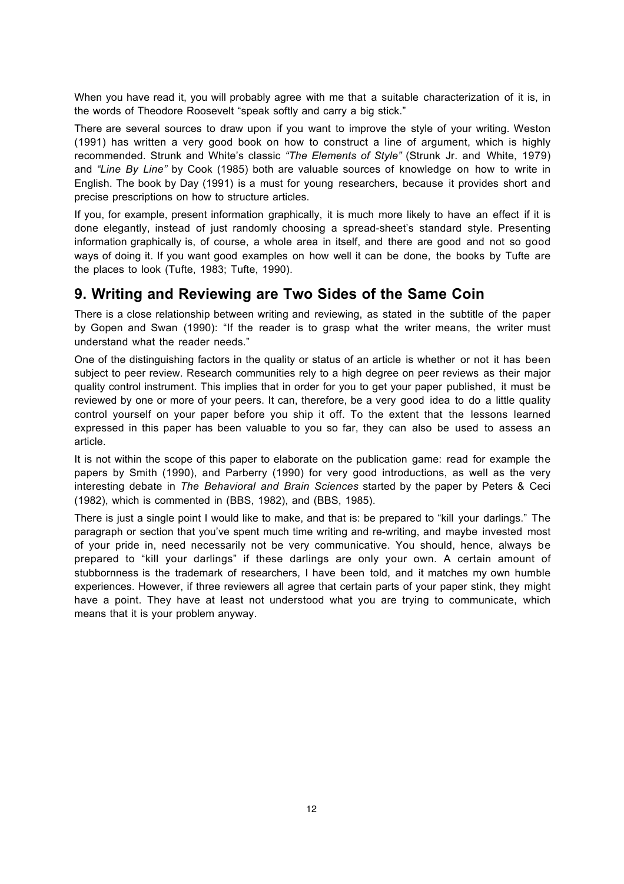When you have read it, you will probably agree with me that a suitable characterization of it is, in the words of Theodore Roosevelt "speak softly and carry a big stick."

There are several sources to draw upon if you want to improve the style of your writing. Weston (1991) has written a very good book on how to construct a line of argument, which is highly recommended. Strunk and White's classic *"The Elements of Style"* (Strunk Jr. and White, 1979) and *"Line By Line"* by Cook (1985) both are valuable sources of knowledge on how to write in English. The book by Day (1991) is a must for young researchers, because it provides short and precise prescriptions on how to structure articles.

If you, for example, present information graphically, it is much more likely to have an effect if it is done elegantly, instead of just randomly choosing a spread-sheet's standard style. Presenting information graphically is, of course, a whole area in itself, and there are good and not so good ways of doing it. If you want good examples on how well it can be done, the books by Tufte are the places to look (Tufte, 1983; Tufte, 1990).

## 9. Writing and Reviewing are Two Sides of the Same Coin

There is a close relationship between writing and reviewing, as stated in the subtitle of the paper by Gopen and Swan (1990): "If the reader is to grasp what the writer means, the writer must understand what the reader needs."

One of the distinguishing factors in the quality or status of an article is whether or not it has been subject to peer review. Research communities rely to a high degree on peer reviews as their major quality control instrument. This implies that in order for you to get your paper published, it must be reviewed by one or more of your peers. It can, therefore, be a very good idea to do a little quality control yourself on your paper before you ship it off. To the extent that the lessons learned expressed in this paper has been valuable to you so far, they can also be used to assess an article.

It is not within the scope of this paper to elaborate on the publication game: read for example the papers by Smith (1990), and Parberry (1990) for very good introductions, as well as the very interesting debate in *The Behavioral and Brain Sciences* started by the paper by Peters & Ceci (1982), which is commented in (BBS, 1982), and (BBS, 1985).

There is just a single point I would like to make, and that is: be prepared to "kill your darlings." The paragraph or section that you've spent much time writing and re-writing, and maybe invested most of your pride in, need necessarily not be very communicative. You should, hence, always be prepared to "kill your darlings" if these darlings are only your own. A certain amount of stubbornness is the trademark of researchers, I have been told, and it matches my own humble experiences. However, if three reviewers all agree that certain parts of your paper stink, they might have a point. They have at least not understood what you are trying to communicate, which means that it is your problem anyway.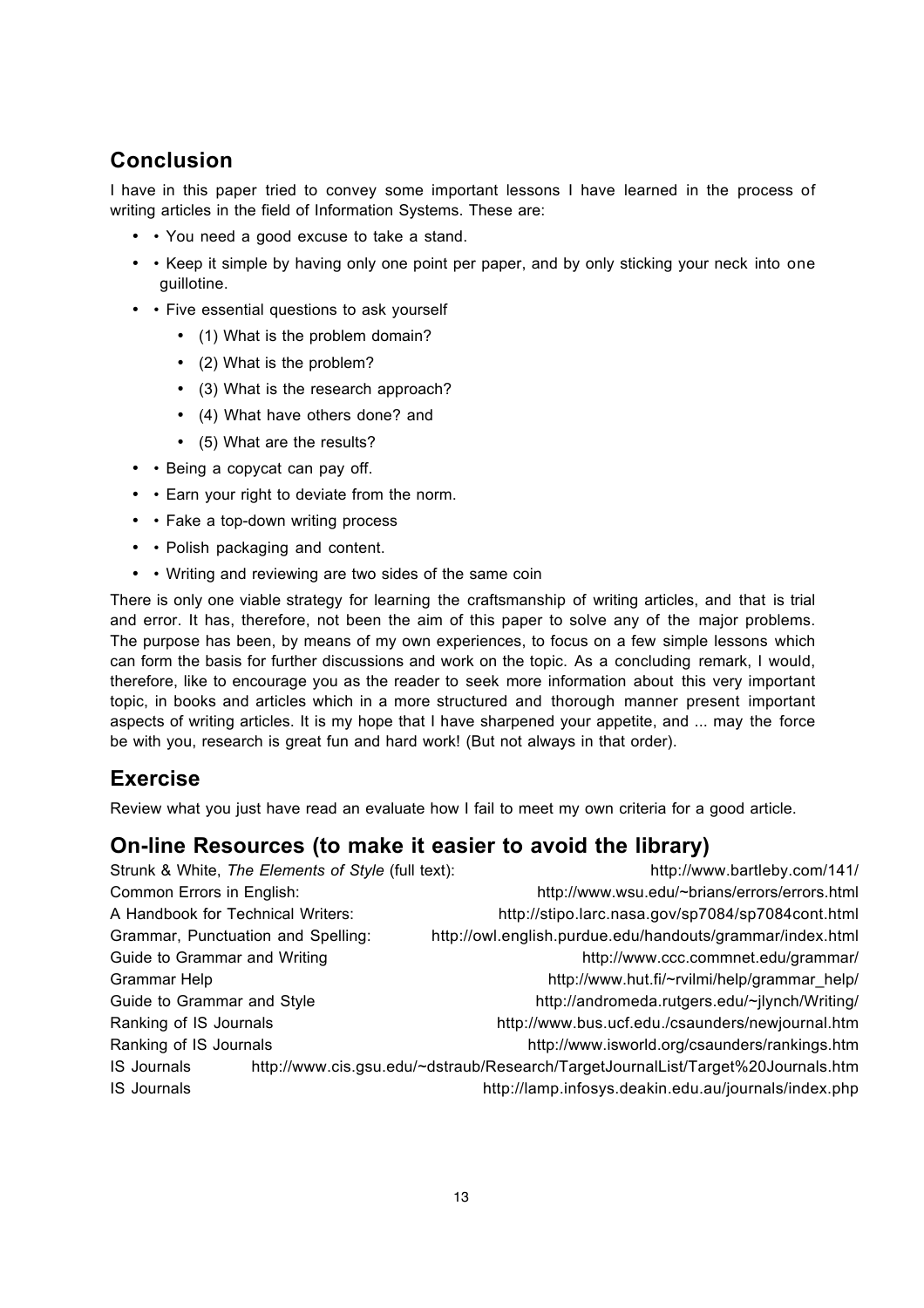## Conclusion

I have in this paper tried to convey some important lessons I have learned in the process of writing articles in the field of Information Systems. These are:

- • You need a good excuse to take a stand.
- • Keep it simple by having only one point per paper, and by only sticking your neck into one guillotine.
- • Five essential questions to ask yourself
  - (1) What is the problem domain?
  - (2) What is the problem?
  - (3) What is the research approach?
  - (4) What have others done? and
  - (5) What are the results?
- • Being a copycat can pay off.
- • Earn your right to deviate from the norm.
- • Fake a top-down writing process
- • Polish packaging and content.
- • Writing and reviewing are two sides of the same coin

There is only one viable strategy for learning the craftsmanship of writing articles, and that is trial and error. It has, therefore, not been the aim of this paper to solve any of the major problems. The purpose has been, by means of my own experiences, to focus on a few simple lessons which can form the basis for further discussions and work on the topic. As a concluding remark, I would, therefore, like to encourage you as the reader to seek more information about this very important topic, in books and articles which in a more structured and thorough manner present important aspects of writing articles. It is my hope that I have sharpened your appetite, and ... may the force be with you, research is great fun and hard work! (But not always in that order).

## Exercise

Review what you just have read an evaluate how I fail to meet my own criteria for a good article.

## On-line Resources (to make it easier to avoid the library)

| | |
|---|---|
| Strunk & White, *The Elements of Style* (full text): | http://www.bartleby.com/141/ |
| Common Errors in English: | http://www.wsu.edu/~brians/errors/errors.html |
| A Handbook for Technical Writers: | http://stipo.larc.nasa.gov/sp7084/sp7084cont.html |
| Grammar, Punctuation and Spelling: | http://owl.english.purdue.edu/handouts/grammar/index.html |
| Guide to Grammar and Writing | http://www.ccc.commnet.edu/grammar/ |
| Grammar Help | http://www.hut.fi/~rvilmi/help/grammar_help/ |
| Guide to Grammar and Style | http://andromeda.rutgers.edu/~jlynch/Writing/ |
| Ranking of IS Journals | http://www.bus.ucf.edu./csaunders/newjournal.htm |
| Ranking of IS Journals | http://www.isworld.org/csaunders/rankings.htm |
| IS Journals | http://www.cis.gsu.edu/~dstraub/Research/TargetJournalList/Target%20Journals.htm |
| IS Journals | http://lamp.infosys.deakin.edu.au/journals/index.php |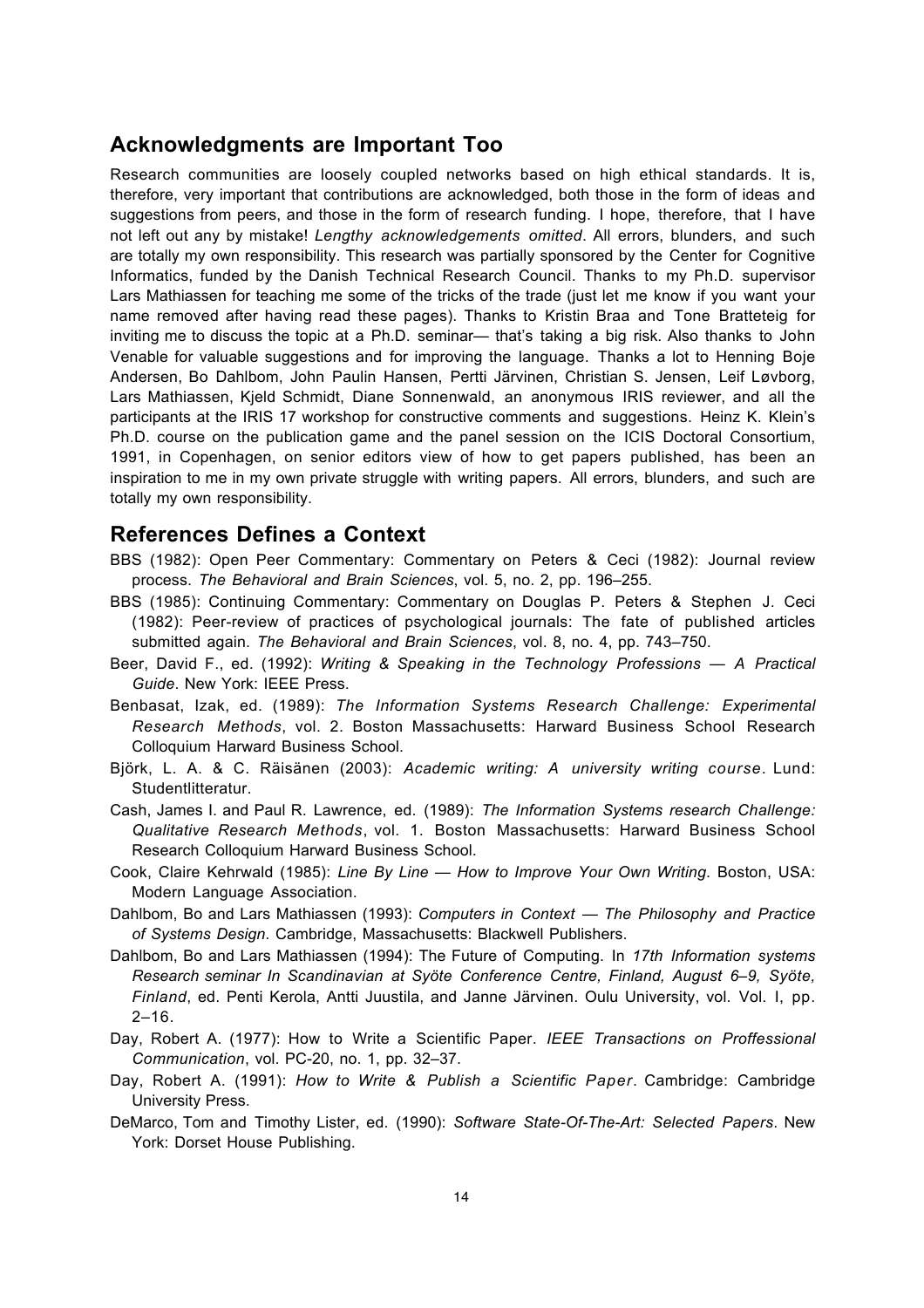## Acknowledgments are Important Too

Research communities are loosely coupled networks based on high ethical standards. It is, therefore, very important that contributions are acknowledged, both those in the form of ideas and suggestions from peers, and those in the form of research funding. I hope, therefore, that I have not left out any by mistake! *Lengthy acknowledgements omitted*. All errors, blunders, and such are totally my own responsibility. This research was partially sponsored by the Center for Cognitive Informatics, funded by the Danish Technical Research Council. Thanks to my Ph.D. supervisor Lars Mathiassen for teaching me some of the tricks of the trade (just let me know if you want your name removed after having read these pages). Thanks to Kristin Braa and Tone Bratteteig for inviting me to discuss the topic at a Ph.D. seminar— that's taking a big risk. Also thanks to John Venable for valuable suggestions and for improving the language. Thanks a lot to Henning Boje Andersen, Bo Dahlbom, John Paulin Hansen, Pertti Järvinen, Christian S. Jensen, Leif Løvborg, Lars Mathiassen, Kjeld Schmidt, Diane Sonnenwald, an anonymous IRIS reviewer, and all the participants at the IRIS 17 workshop for constructive comments and suggestions. Heinz K. Klein's Ph.D. course on the publication game and the panel session on the ICIS Doctoral Consortium, 1991, in Copenhagen, on senior editors view of how to get papers published, has been an inspiration to me in my own private struggle with writing papers. All errors, blunders, and such are totally my own responsibility.

## References Defines a Context

BBS (1982): Open Peer Commentary: Commentary on Peters & Ceci (1982): Journal review process. *The Behavioral and Brain Sciences*, vol. 5, no. 2, pp. 196–255.

BBS (1985): Continuing Commentary: Commentary on Douglas P. Peters & Stephen J. Ceci (1982): Peer-review of practices of psychological journals: The fate of published articles submitted again. *The Behavioral and Brain Sciences*, vol. 8, no. 4, pp. 743–750.

Beer, David F., ed. (1992): *Writing & Speaking in the Technology Professions — A Practical Guide*. New York: IEEE Press.

Benbasat, Izak, ed. (1989): *The Information Systems Research Challenge: Experimental Research Methods*, vol. 2. Boston Massachusetts: Harward Business School Research Colloquium Harward Business School.

Björk, L. A. & C. Räisänen (2003): *Academic writing: A university writing course*. Lund: Studentlitteratur.

Cash, James I. and Paul R. Lawrence, ed. (1989): *The Information Systems research Challenge: Qualitative Research Methods*, vol. 1. Boston Massachusetts: Harward Business School Research Colloquium Harward Business School.

Cook, Claire Kehrwald (1985): *Line By Line — How to Improve Your Own Writing*. Boston, USA: Modern Language Association.

Dahlbom, Bo and Lars Mathiassen (1993): *Computers in Context — The Philosophy and Practice of Systems Design*. Cambridge, Massachusetts: Blackwell Publishers.

Dahlbom, Bo and Lars Mathiassen (1994): The Future of Computing. In *17th Information systems Research seminar In Scandinavian at Syöte Conference Centre, Finland, August 6–9, Syöte, Finland*, ed. Penti Kerola, Antti Juustila, and Janne Järvinen. Oulu University, vol. Vol. I, pp. 2–16.

Day, Robert A. (1977): How to Write a Scientific Paper. *IEEE Transactions on Proffessional Communication*, vol. PC-20, no. 1, pp. 32–37.

Day, Robert A. (1991): *How to Write & Publish a Scientific Paper*. Cambridge: Cambridge University Press.

DeMarco, Tom and Timothy Lister, ed. (1990): *Software State-Of-The-Art: Selected Papers*. New York: Dorset House Publishing.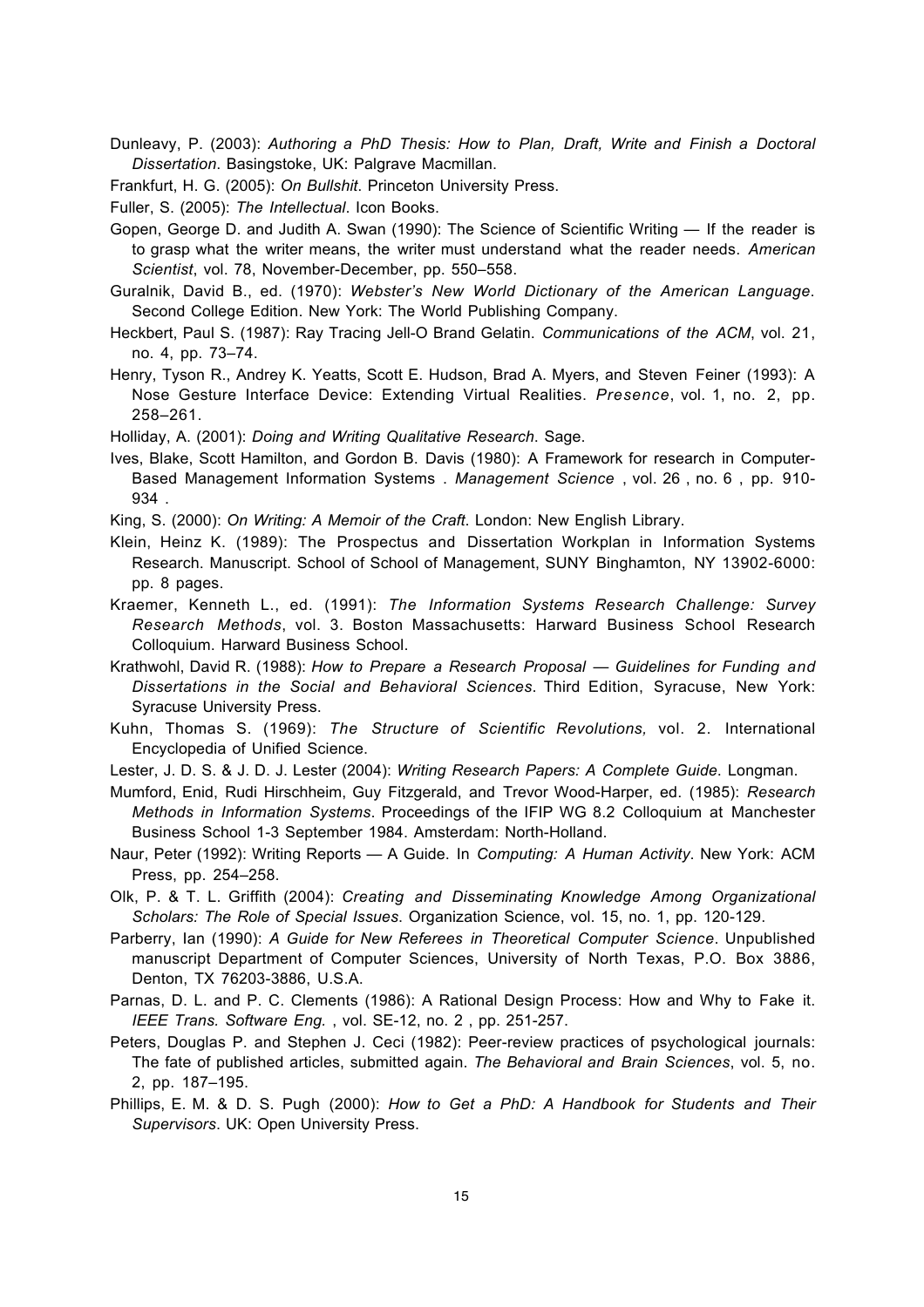Dunleavy, P. (2003): *Authoring a PhD Thesis: How to Plan, Draft, Write and Finish a Doctoral Dissertation*. Basingstoke, UK: Palgrave Macmillan.

Frankfurt, H. G. (2005): *On Bullshit*. Princeton University Press.

Fuller, S. (2005): *The Intellectual*. Icon Books.

Gopen, George D. and Judith A. Swan (1990): The Science of Scientific Writing — If the reader is to grasp what the writer means, the writer must understand what the reader needs. *American Scientist*, vol. 78, November-December, pp. 550–558.

Guralnik, David B., ed. (1970): *Webster's New World Dictionary of the American Language*. Second College Edition. New York: The World Publishing Company.

Heckbert, Paul S. (1987): Ray Tracing Jell-O Brand Gelatin. *Communications of the ACM*, vol. 21, no. 4, pp. 73–74.

Henry, Tyson R., Andrey K. Yeatts, Scott E. Hudson, Brad A. Myers, and Steven Feiner (1993): A Nose Gesture Interface Device: Extending Virtual Realities. *Presence*, vol. 1, no. 2, pp. 258–261.

Holliday, A. (2001): *Doing and Writing Qualitative Research*. Sage.

Ives, Blake, Scott Hamilton, and Gordon B. Davis (1980): A Framework for research in Computer-Based Management Information Systems . *Management Science* , vol. 26 , no. 6 , pp. 910-934 .

King, S. (2000): *On Writing: A Memoir of the Craft*. London: New English Library.

Klein, Heinz K. (1989): The Prospectus and Dissertation Workplan in Information Systems Research. Manuscript. School of School of Management, SUNY Binghamton, NY 13902-6000: pp. 8 pages.

Kraemer, Kenneth L., ed. (1991): *The Information Systems Research Challenge: Survey Research Methods*, vol. 3. Boston Massachusetts: Harward Business School Research Colloquium. Harward Business School.

Krathwohl, David R. (1988): *How to Prepare a Research Proposal — Guidelines for Funding and Dissertations in the Social and Behavioral Sciences*. Third Edition, Syracuse, New York: Syracuse University Press.

Kuhn, Thomas S. (1969): *The Structure of Scientific Revolutions,* vol. 2. International Encyclopedia of Unified Science.

Lester, J. D. S. & J. D. J. Lester (2004): *Writing Research Papers: A Complete Guide*. Longman.

Mumford, Enid, Rudi Hirschheim, Guy Fitzgerald, and Trevor Wood-Harper, ed. (1985): *Research Methods in Information Systems*. Proceedings of the IFIP WG 8.2 Colloquium at Manchester Business School 1-3 September 1984. Amsterdam: North-Holland.

Naur, Peter (1992): Writing Reports — A Guide. In *Computing: A Human Activity*. New York: ACM Press, pp. 254–258.

Olk, P. & T. L. Griffith (2004): *Creating and Disseminating Knowledge Among Organizational Scholars: The Role of Special Issues*. Organization Science, vol. 15, no. 1, pp. 120-129.

Parberry, Ian (1990): *A Guide for New Referees in Theoretical Computer Science*. Unpublished manuscript Department of Computer Sciences, University of North Texas, P.O. Box 3886, Denton, TX 76203-3886, U.S.A.

Parnas, D. L. and P. C. Clements (1986): A Rational Design Process: How and Why to Fake it. *IEEE Trans. Software Eng.* , vol. SE-12, no. 2 , pp. 251-257.

Peters, Douglas P. and Stephen J. Ceci (1982): Peer-review practices of psychological journals: The fate of published articles, submitted again. *The Behavioral and Brain Sciences*, vol. 5, no. 2, pp. 187–195.

Phillips, E. M. & D. S. Pugh (2000): *How to Get a PhD: A Handbook for Students and Their Supervisors*. UK: Open University Press.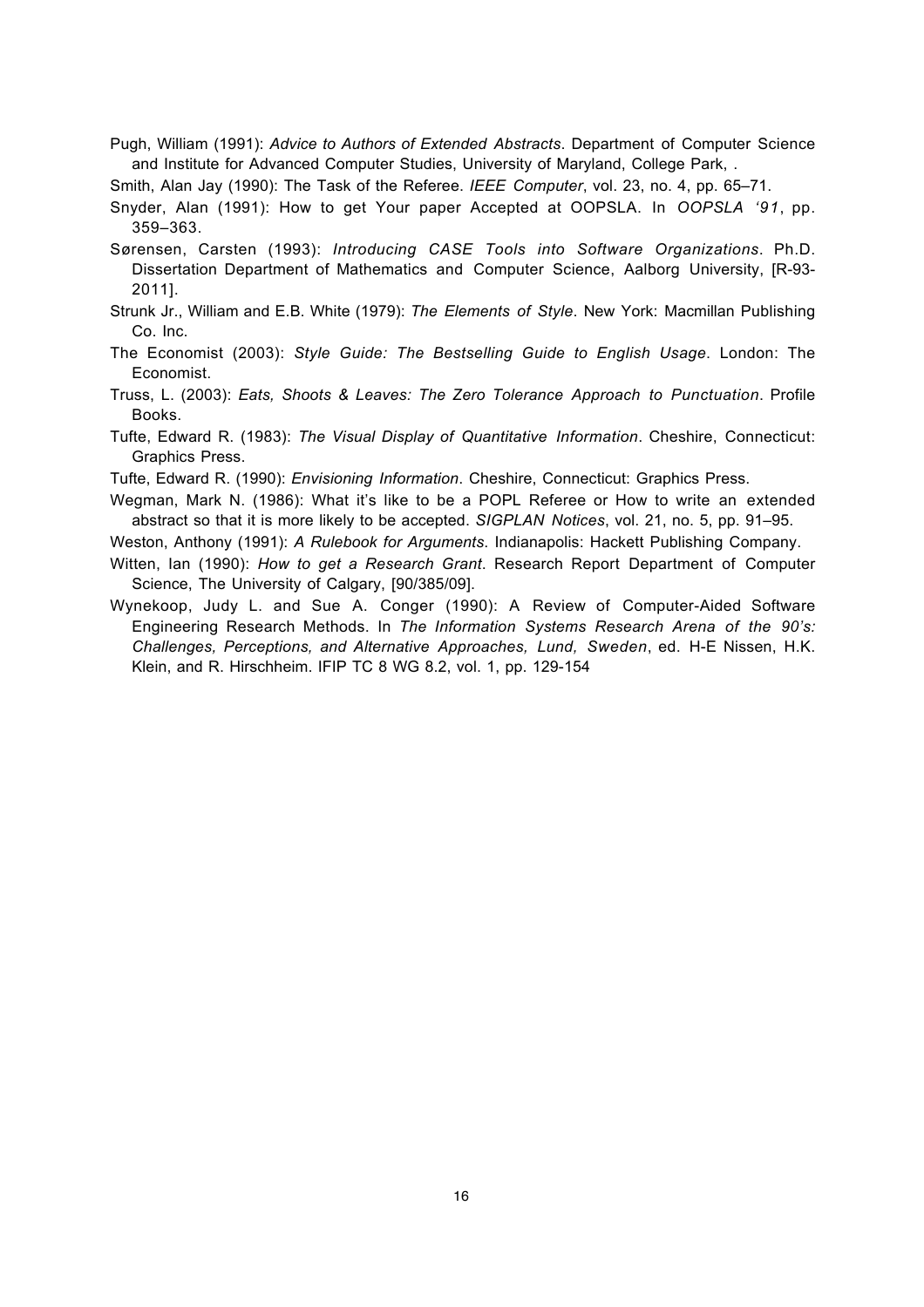Pugh, William (1991): *Advice to Authors of Extended Abstracts*. Department of Computer Science and Institute for Advanced Computer Studies, University of Maryland, College Park, .

Smith, Alan Jay (1990): The Task of the Referee. *IEEE Computer*, vol. 23, no. 4, pp. 65–71.

Snyder, Alan (1991): How to get Your paper Accepted at OOPSLA. In *OOPSLA '91*, pp. 359–363.

Sørensen, Carsten (1993): *Introducing CASE Tools into Software Organizations*. Ph.D. Dissertation Department of Mathematics and Computer Science, Aalborg University, [R-93-2011].

Strunk Jr., William and E.B. White (1979): *The Elements of Style*. New York: Macmillan Publishing Co. Inc.

The Economist (2003): *Style Guide: The Bestselling Guide to English Usage*. London: The Economist.

Truss, L. (2003): *Eats, Shoots & Leaves: The Zero Tolerance Approach to Punctuation*. Profile Books.

Tufte, Edward R. (1983): *The Visual Display of Quantitative Information*. Cheshire, Connecticut: Graphics Press.

Tufte, Edward R. (1990): *Envisioning Information*. Cheshire, Connecticut: Graphics Press.

Wegman, Mark N. (1986): What it's like to be a POPL Referee or How to write an extended abstract so that it is more likely to be accepted. *SIGPLAN Notices*, vol. 21, no. 5, pp. 91–95.

Weston, Anthony (1991): *A Rulebook for Arguments*. Indianapolis: Hackett Publishing Company.

Witten, Ian (1990): *How to get a Research Grant*. Research Report Department of Computer Science, The University of Calgary, [90/385/09].

Wynekoop, Judy L. and Sue A. Conger (1990): A Review of Computer-Aided Software Engineering Research Methods. In *The Information Systems Research Arena of the 90's: Challenges, Perceptions, and Alternative Approaches, Lund, Sweden*, ed. H-E Nissen, H.K. Klein, and R. Hirschheim. IFIP TC 8 WG 8.2, vol. 1, pp. 129-154